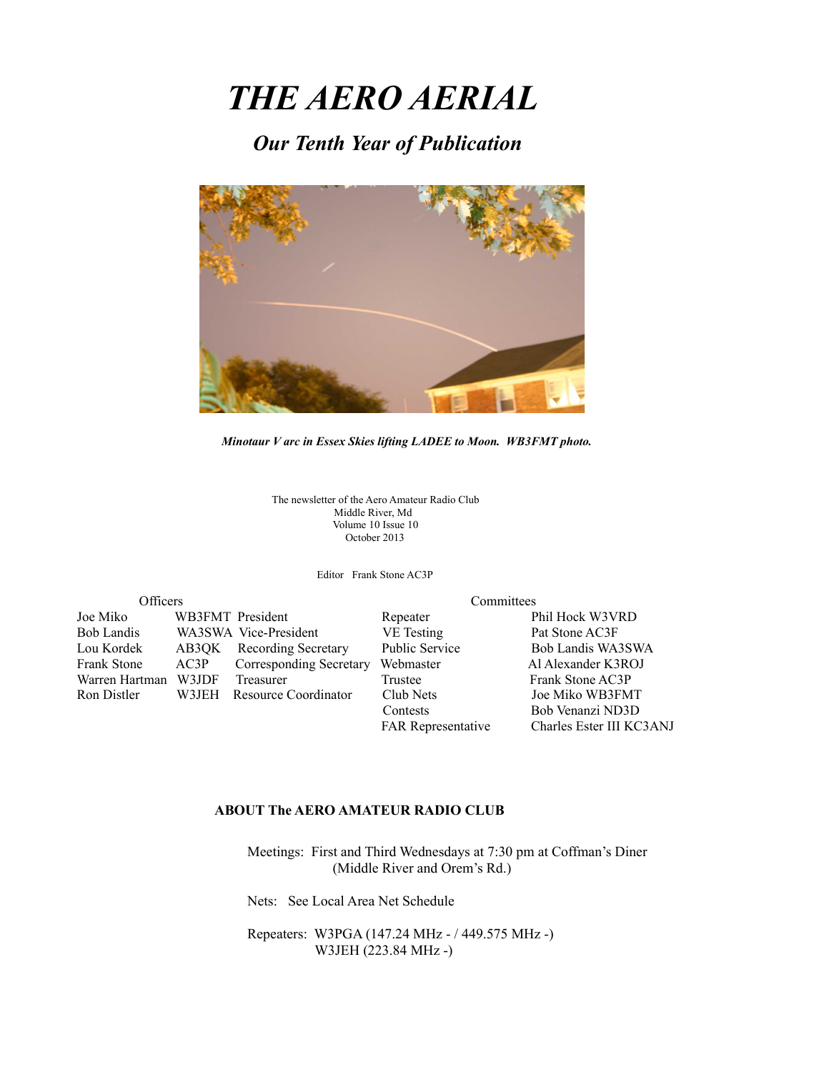# *THE AERO AERIAL*

## *Our Tenth Year of Publication*

***Minotaur V arc in Essex Skies lifting LADEE to Moon. WB3FMT photo.***

The newsletter of the Aero Amateur Radio Club
Middle River, Md
Volume 10 Issue 10
October 2013

Editor Frank Stone AC3P

| Officers | | | Committees | |
|---|---|---|---|---|
| Joe Miko | WB3FMT | President | Repeater | Phil Hock W3VRD |
| Bob Landis | WA3SWA | Vice-President | VE Testing | Pat Stone AC3F |
| Lou Kordek | AB3QK | Recording Secretary | Public Service | Bob Landis WA3SWA |
| Frank Stone | AC3P | Corresponding Secretary | Webmaster | Al Alexander K3ROJ |
| Warren Hartman | W3JDF | Treasurer | Trustee | Frank Stone AC3P |
| Ron Distler | W3JEH | Resource Coordinator | Club Nets | Joe Miko WB3FMT |
| | | | Contests | Bob Venanzi ND3D |
| | | | FAR Representative | Charles Ester III KC3ANJ |

**ABOUT The AERO AMATEUR RADIO CLUB**

Meetings: First and Third Wednesdays at 7:30 pm at Coffman's Diner (Middle River and Orem's Rd.)

Nets: See Local Area Net Schedule

Repeaters: W3PGA (147.24 MHz - / 449.575 MHz -)
W3JEH (223.84 MHz -)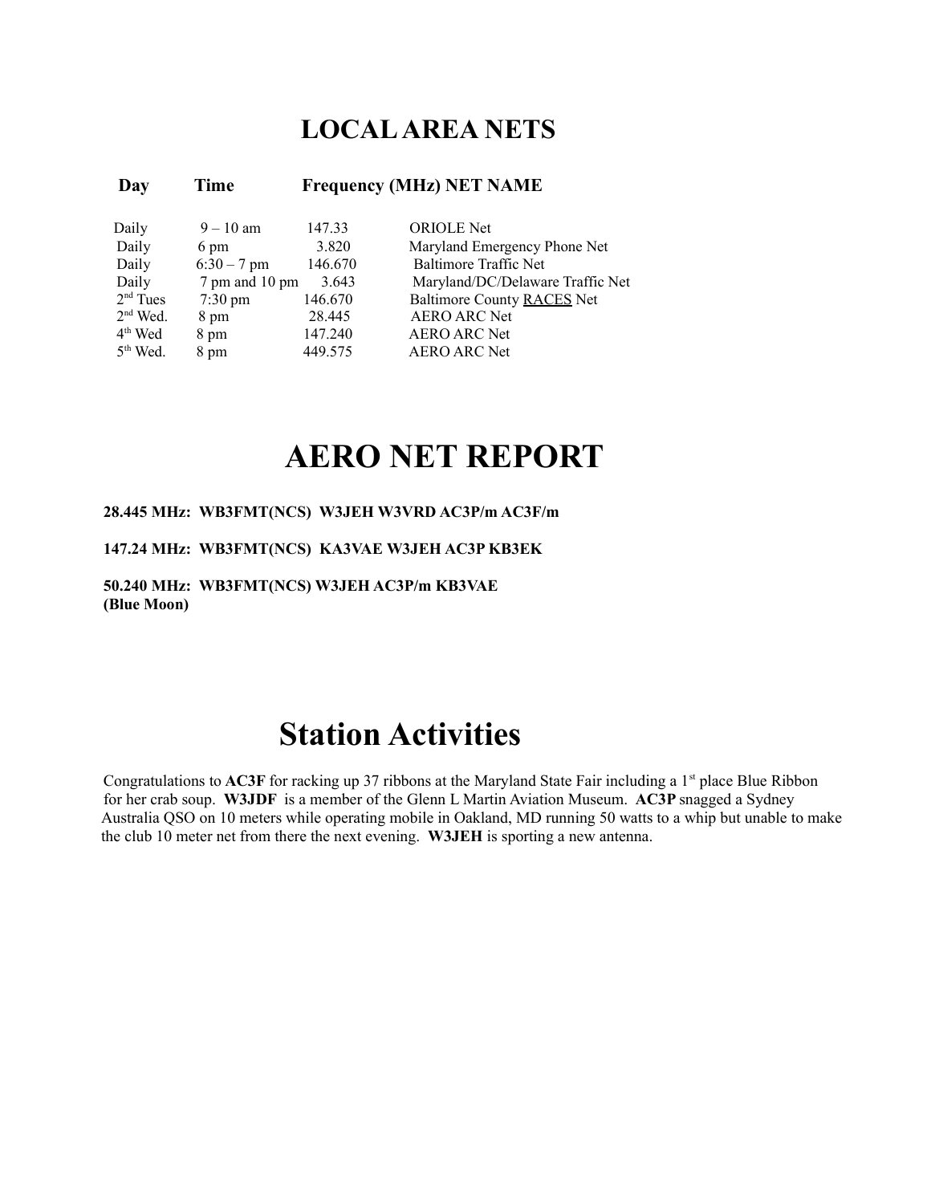# LOCAL AREA NETS

| Day | Time | Frequency (MHz) | NET NAME |
|---|---|---|---|
| Daily | 9 – 10 am | 147.33 | ORIOLE Net |
| Daily | 6 pm | 3.820 | Maryland Emergency Phone Net |
| Daily | 6:30 – 7 pm | 146.670 | Baltimore Traffic Net |
| Daily | 7 pm and 10 pm | 3.643 | Maryland/DC/Delaware Traffic Net |
| 2nd Tues | 7:30 pm | 146.670 | Baltimore County RACES Net |
| 2nd Wed. | 8 pm | 28.445 | AERO ARC Net |
| 4th Wed | 8 pm | 147.240 | AERO ARC Net |
| 5th Wed. | 8 pm | 449.575 | AERO ARC Net |

# AERO NET REPORT

**28.445 MHz: WB3FMT(NCS) W3JEH W3VRD AC3P/m AC3F/m**

**147.24 MHz: WB3FMT(NCS) KA3VAE W3JEH AC3P KB3EK**

**50.240 MHz: WB3FMT(NCS) W3JEH AC3P/m KB3VAE**
**(Blue Moon)**

# Station Activities

Congratulations to **AC3F** for racking up 37 ribbons at the Maryland State Fair including a 1st place Blue Ribbon for her crab soup. **W3JDF** is a member of the Glenn L Martin Aviation Museum. **AC3P** snagged a Sydney Australia QSO on 10 meters while operating mobile in Oakland, MD running 50 watts to a whip but unable to make the club 10 meter net from there the next evening. **W3JEH** is sporting a new antenna.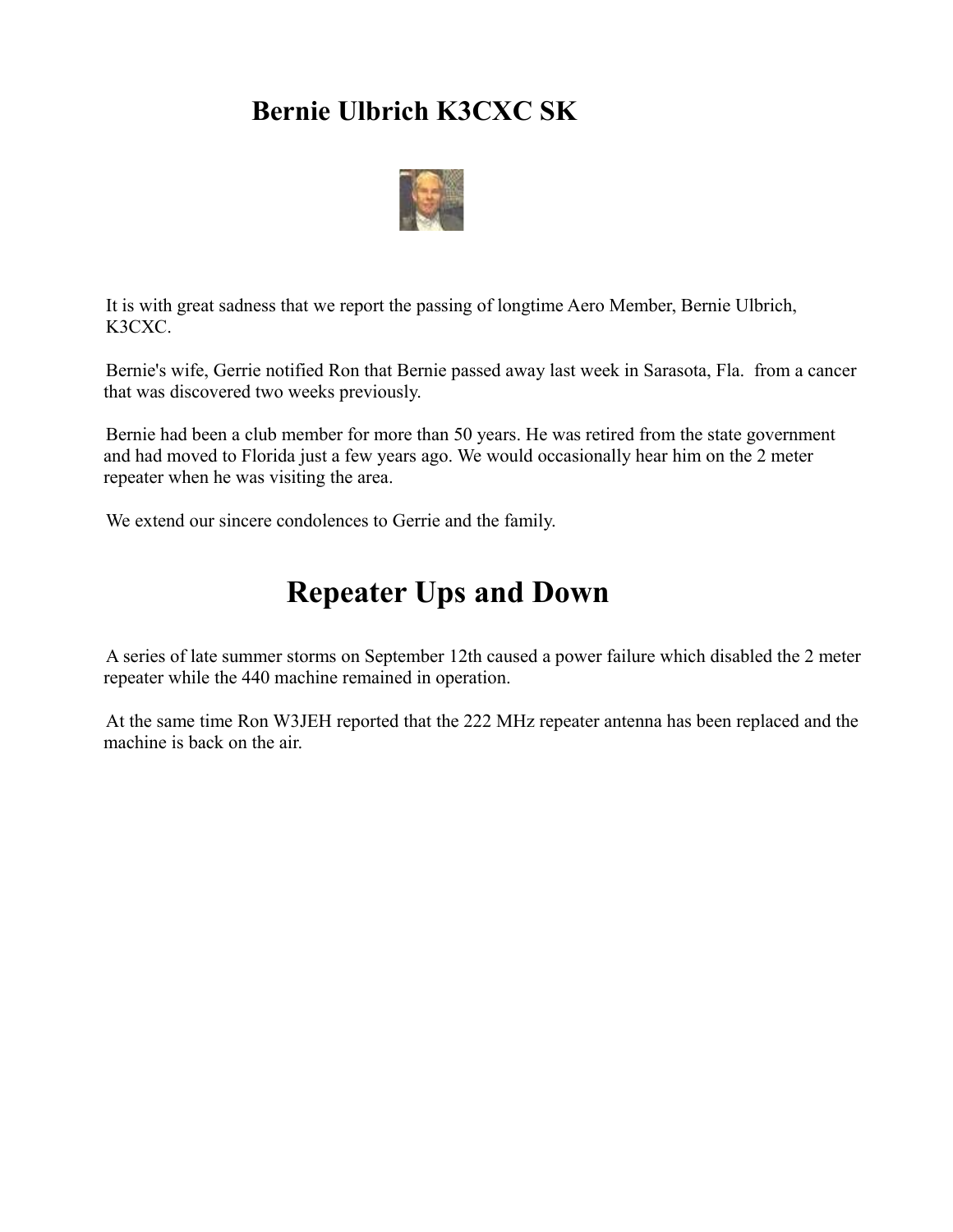# Bernie Ulbrich K3CXC SK

It is with great sadness that we report the passing of longtime Aero Member, Bernie Ulbrich, K3CXC.

Bernie's wife, Gerrie notified Ron that Bernie passed away last week in Sarasota, Fla. from a cancer that was discovered two weeks previously.

Bernie had been a club member for more than 50 years. He was retired from the state government and had moved to Florida just a few years ago. We would occasionally hear him on the 2 meter repeater when he was visiting the area.

We extend our sincere condolences to Gerrie and the family.

# Repeater Ups and Down

A series of late summer storms on September 12th caused a power failure which disabled the 2 meter repeater while the 440 machine remained in operation.

At the same time Ron W3JEH reported that the 222 MHz repeater antenna has been replaced and the machine is back on the air.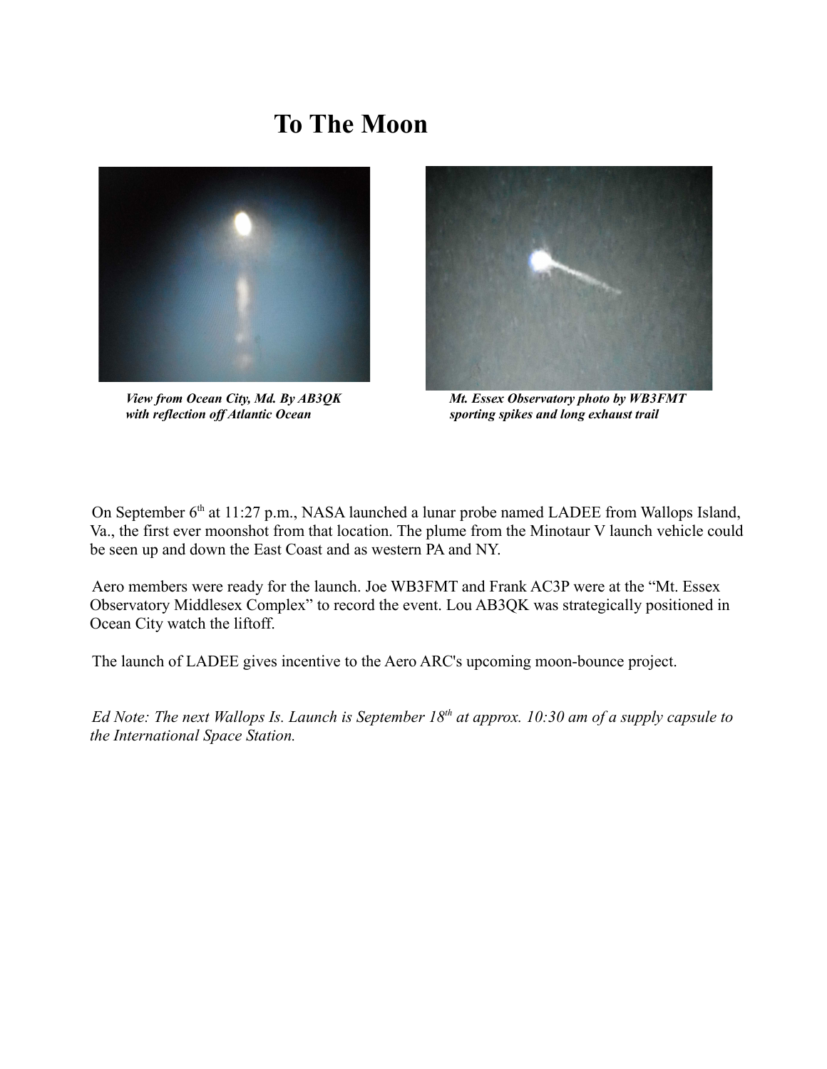# To The Moon

*View from Ocean City, Md. By AB3QK with reflection off Atlantic Ocean*

*Mt. Essex Observatory photo by WB3FMT sporting spikes and long exhaust trail*

On September 6th at 11:27 p.m., NASA launched a lunar probe named LADEE from Wallops Island, Va., the first ever moonshot from that location. The plume from the Minotaur V launch vehicle could be seen up and down the East Coast and as western PA and NY.

Aero members were ready for the launch. Joe WB3FMT and Frank AC3P were at the "Mt. Essex Observatory Middlesex Complex" to record the event. Lou AB3QK was strategically positioned in Ocean City watch the liftoff.

The launch of LADEE gives incentive to the Aero ARC's upcoming moon-bounce project.

*Ed Note: The next Wallops Is. Launch is September 18th at approx. 10:30 am of a supply capsule to the International Space Station.*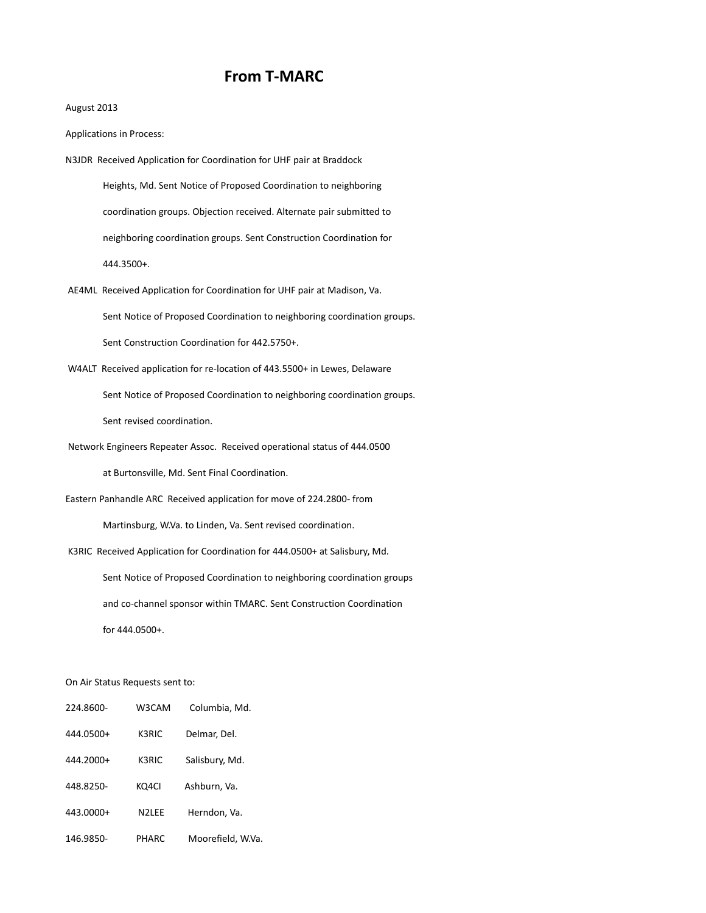# From T-MARC

August 2013

Applications in Process:

N3JDR Received Application for Coordination for UHF pair at Braddock Heights, Md. Sent Notice of Proposed Coordination to neighboring coordination groups. Objection received. Alternate pair submitted to neighboring coordination groups. Sent Construction Coordination for 444.3500+.

AE4ML Received Application for Coordination for UHF pair at Madison, Va. Sent Notice of Proposed Coordination to neighboring coordination groups. Sent Construction Coordination for 442.5750+.

W4ALT Received application for re-location of 443.5500+ in Lewes, Delaware Sent Notice of Proposed Coordination to neighboring coordination groups. Sent revised coordination.

Network Engineers Repeater Assoc. Received operational status of 444.0500 at Burtonsville, Md. Sent Final Coordination.

Eastern Panhandle ARC Received application for move of 224.2800- from Martinsburg, W.Va. to Linden, Va. Sent revised coordination.

K3RIC Received Application for Coordination for 444.0500+ at Salisbury, Md. Sent Notice of Proposed Coordination to neighboring coordination groups and co-channel sponsor within TMARC. Sent Construction Coordination for 444.0500+.

On Air Status Requests sent to:

| | | |
|---|---|---|
| 224.8600- | W3CAM | Columbia, Md. |
| 444.0500+ | K3RIC | Delmar, Del. |
| 444.2000+ | K3RIC | Salisbury, Md. |
| 448.8250- | KQ4CI | Ashburn, Va. |
| 443.0000+ | N2LEE | Herndon, Va. |
| 146.9850- | PHARC | Moorefield, W.Va. |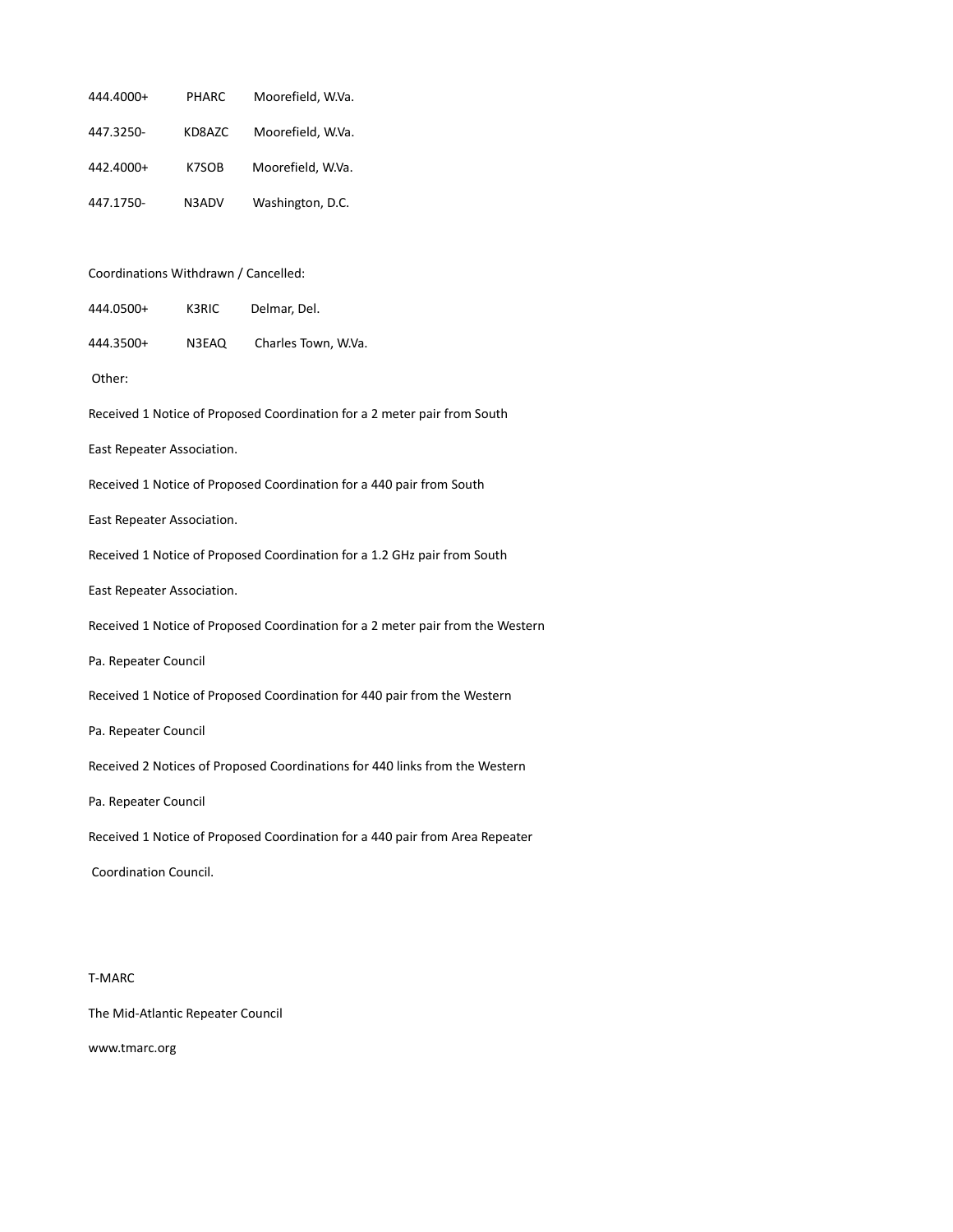444.4000+ PHARC Moorefield, W.Va.

447.3250- KD8AZC Moorefield, W.Va.

442.4000+ K7SOB Moorefield, W.Va.

447.1750- N3ADV Washington, D.C.

Coordinations Withdrawn / Cancelled:

444.0500+ K3RIC Delmar, Del.

444.3500+ N3EAQ Charles Town, W.Va.

Other:

Received 1 Notice of Proposed Coordination for a 2 meter pair from South East Repeater Association.

Received 1 Notice of Proposed Coordination for a 440 pair from South East Repeater Association.

Received 1 Notice of Proposed Coordination for a 1.2 GHz pair from South East Repeater Association.

Received 1 Notice of Proposed Coordination for a 2 meter pair from the Western Pa. Repeater Council

Received 1 Notice of Proposed Coordination for 440 pair from the Western Pa. Repeater Council

Received 2 Notices of Proposed Coordinations for 440 links from the Western Pa. Repeater Council

Received 1 Notice of Proposed Coordination for a 440 pair from Area Repeater Coordination Council.

T-MARC

The Mid-Atlantic Repeater Council

www.tmarc.org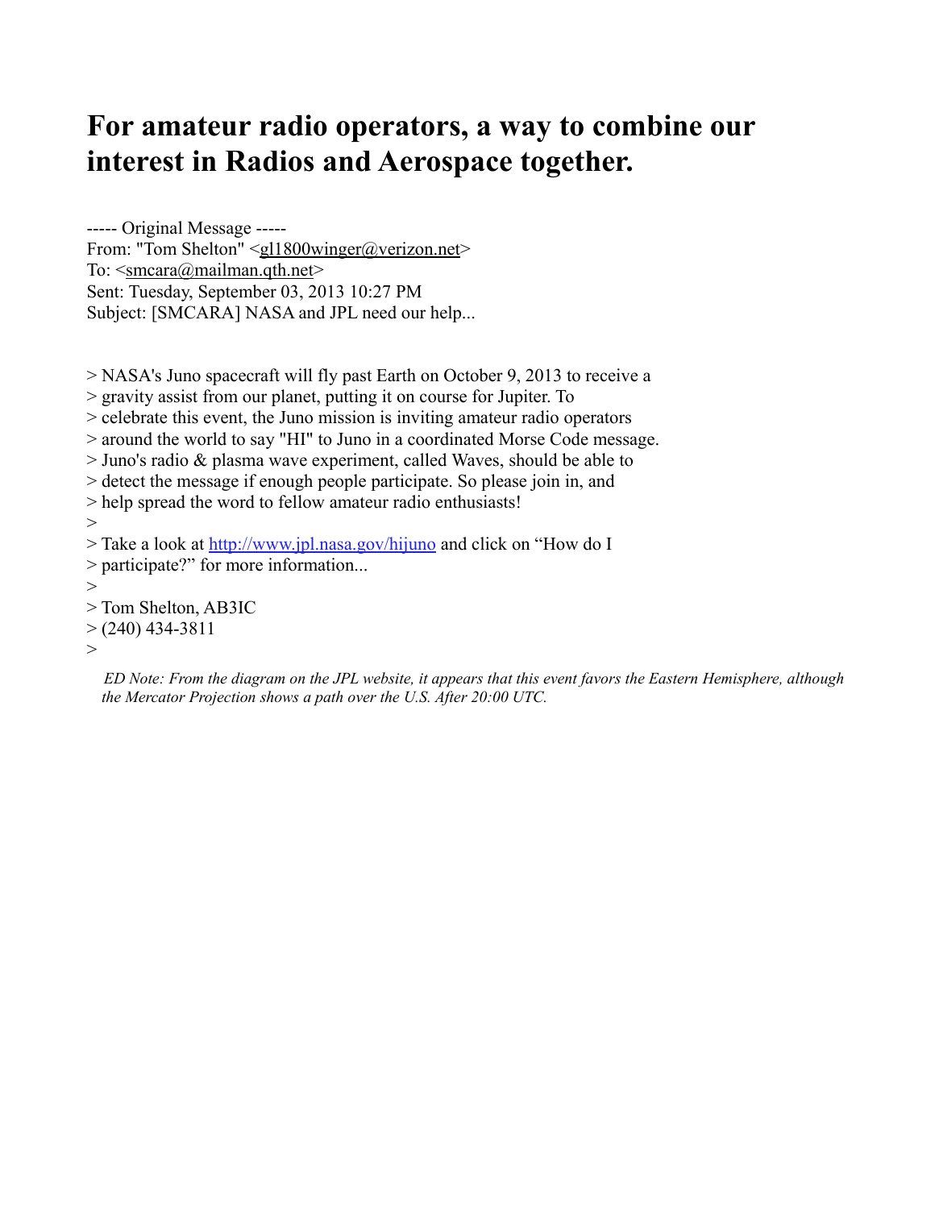# For amateur radio operators, a way to combine our interest in Radios and Aerospace together.

----- Original Message -----
From: "Tom Shelton" <gl1800winger@verizon.net>
To: <smcara@mailman.qth.net>
Sent: Tuesday, September 03, 2013 10:27 PM
Subject: [SMCARA] NASA and JPL need our help...

> NASA's Juno spacecraft will fly past Earth on October 9, 2013 to receive a
> gravity assist from our planet, putting it on course for Jupiter. To
> celebrate this event, the Juno mission is inviting amateur radio operators
> around the world to say "HI" to Juno in a coordinated Morse Code message.
> Juno's radio & plasma wave experiment, called Waves, should be able to
> detect the message if enough people participate. So please join in, and
> help spread the word to fellow amateur radio enthusiasts!
>
> Take a look at http://www.jpl.nasa.gov/hijuno and click on "How do I
> participate?" for more information...
>
> Tom Shelton, AB3IC
> (240) 434-3811
>

*ED Note: From the diagram on the JPL website, it appears that this event favors the Eastern Hemisphere, although the Mercator Projection shows a path over the U.S. After 20:00 UTC.*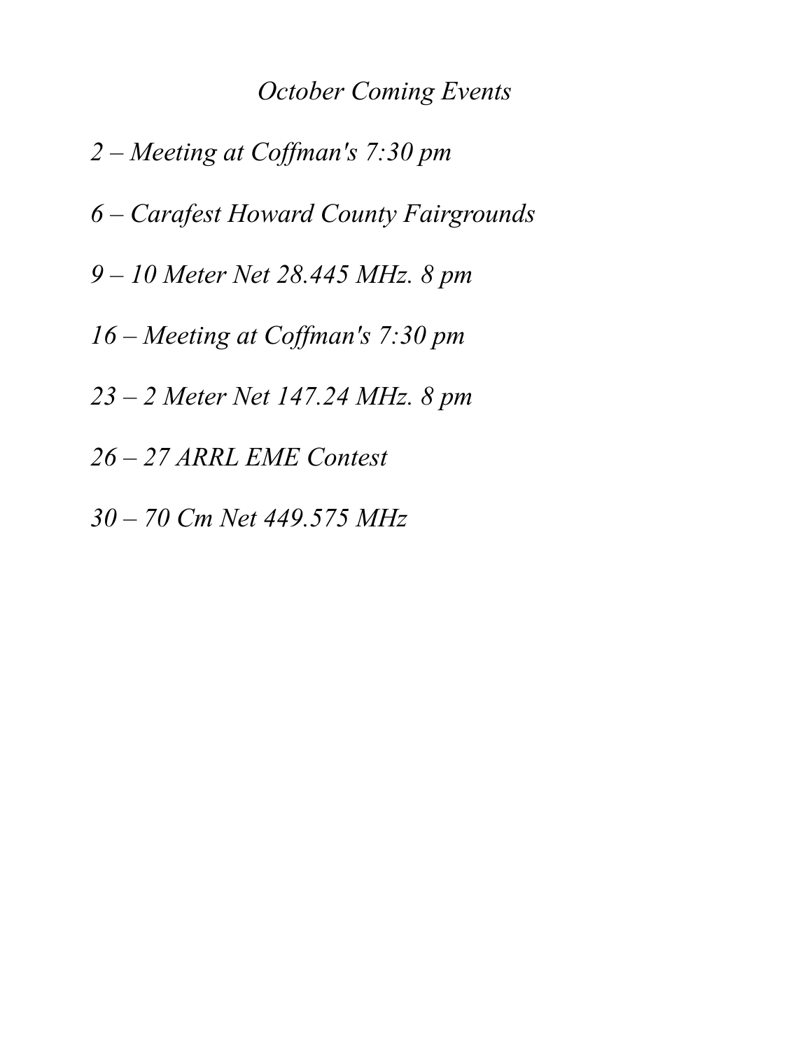## *October Coming Events*

*2 – Meeting at Coffman's 7:30 pm*

*6 – Carafest Howard County Fairgrounds*

*9 – 10 Meter Net 28.445 MHz. 8 pm*

*16 – Meeting at Coffman's 7:30 pm*

*23 – 2 Meter Net 147.24 MHz. 8 pm*

*26 – 27 ARRL EME Contest*

*30 – 70 Cm Net 449.575 MHz*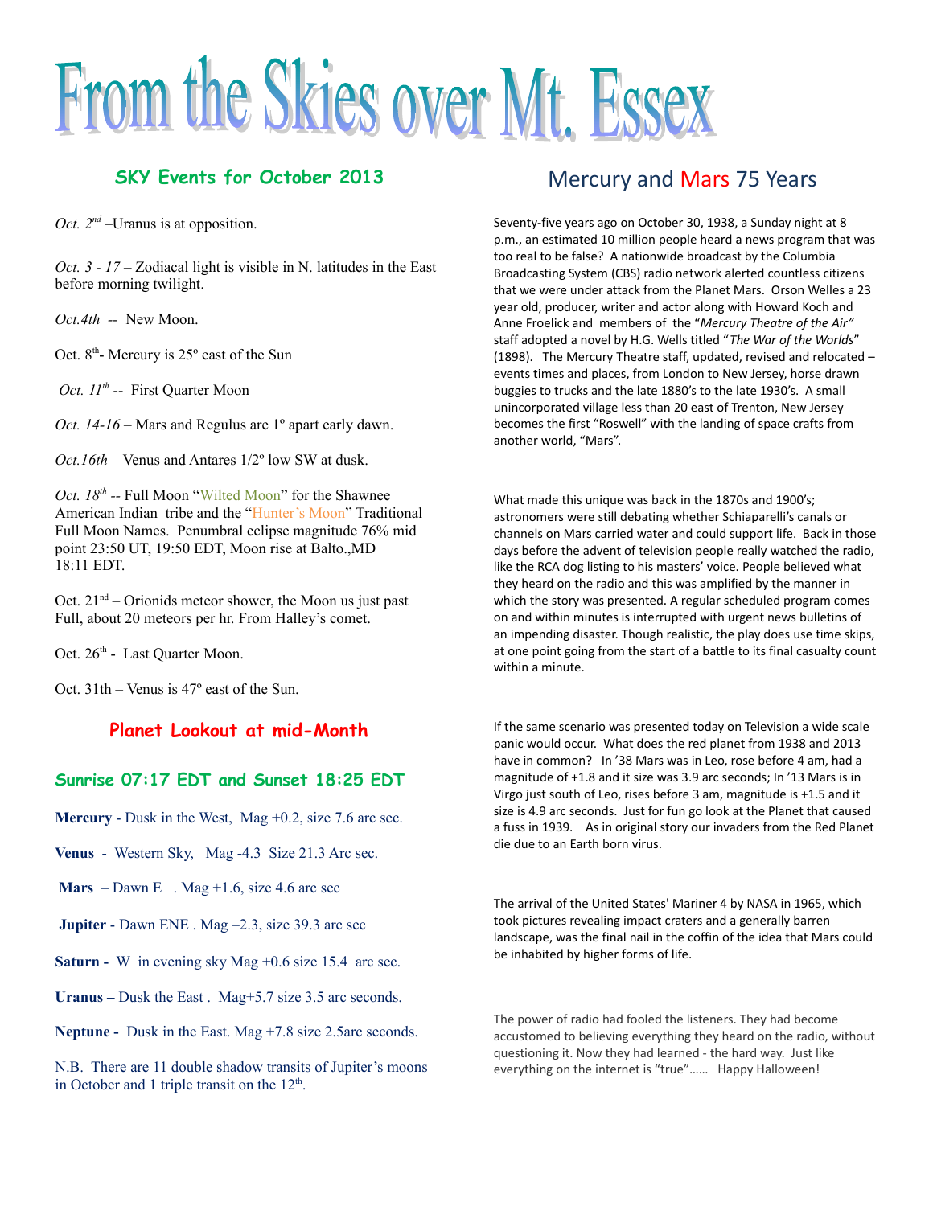# From the Skies over Mt. Essex

## SKY Events for October 2013

*Oct. 2nd* –Uranus is at opposition.

*Oct. 3 - 17* – Zodiacal light is visible in N. latitudes in the East before morning twilight.

*Oct.4th* -- New Moon.

Oct. 8th- Mercury is 25º east of the Sun

*Oct. 11th* -- First Quarter Moon

*Oct. 14-16* – Mars and Regulus are 1º apart early dawn.

*Oct.16th* – Venus and Antares 1/2º low SW at dusk.

*Oct. 18th* -- Full Moon "Wilted Moon" for the Shawnee American Indian tribe and the "Hunter's Moon" Traditional Full Moon Names. Penumbral eclipse magnitude 76% mid point 23:50 UT, 19:50 EDT, Moon rise at Balto.,MD 18:11 EDT.

Oct. 21st – Orionids meteor shower, the Moon us just past Full, about 20 meteors per hr. From Halley's comet.

Oct. 26th - Last Quarter Moon.

Oct. 31th – Venus is 47º east of the Sun.

## Planet Lookout at mid-Month

### Sunrise 07:17 EDT and Sunset 18:25 EDT

**Mercury** - Dusk in the West, Mag +0.2, size 7.6 arc sec.

**Venus** - Western Sky, Mag -4.3 Size 21.3 Arc sec.

**Mars** – Dawn E . Mag +1.6, size 4.6 arc sec

**Jupiter** - Dawn ENE . Mag –2.3, size 39.3 arc sec

**Saturn -** W in evening sky Mag +0.6 size 15.4 arc sec.

**Uranus** – Dusk the East . Mag+5.7 size 3.5 arc seconds.

**Neptune -** Dusk in the East. Mag +7.8 size 2.5arc seconds.

N.B. There are 11 double shadow transits of Jupiter's moons in October and 1 triple transit on the 12th.

## Mercury and Mars 75 Years

Seventy-five years ago on October 30, 1938, a Sunday night at 8 p.m., an estimated 10 million people heard a news program that was too real to be false? A nationwide broadcast by the Columbia Broadcasting System (CBS) radio network alerted countless citizens that we were under attack from the Planet Mars. Orson Welles a 23 year old, producer, writer and actor along with Howard Koch and Anne Froelick and members of the "*Mercury Theatre of the Air"* staff adopted a novel by H.G. Wells titled "*The War of the Worlds*" (1898). The Mercury Theatre staff, updated, revised and relocated – events times and places, from London to New Jersey, horse drawn buggies to trucks and the late 1880's to the late 1930's. A small unincorporated village less than 20 east of Trenton, New Jersey becomes the first "Roswell" with the landing of space crafts from another world, "Mars".

What made this unique was back in the 1870s and 1900's; astronomers were still debating whether Schiaparelli's canals or channels on Mars carried water and could support life. Back in those days before the advent of television people really watched the radio, like the RCA dog listing to his masters' voice. People believed what they heard on the radio and this was amplified by the manner in which the story was presented. A regular scheduled program comes on and within minutes is interrupted with urgent news bulletins of an impending disaster. Though realistic, the play does use time skips, at one point going from the start of a battle to its final casualty count within a minute.

If the same scenario was presented today on Television a wide scale panic would occur. What does the red planet from 1938 and 2013 have in common? In '38 Mars was in Leo, rose before 4 am, had a magnitude of +1.8 and it size was 3.9 arc seconds; In '13 Mars is in Virgo just south of Leo, rises before 3 am, magnitude is +1.5 and it size is 4.9 arc seconds. Just for fun go look at the Planet that caused a fuss in 1939. As in original story our invaders from the Red Planet die due to an Earth born virus.

The arrival of the United States' Mariner 4 by NASA in 1965, which took pictures revealing impact craters and a generally barren landscape, was the final nail in the coffin of the idea that Mars could be inhabited by higher forms of life.

The power of radio had fooled the listeners. They had become accustomed to believing everything they heard on the radio, without questioning it. Now they had learned - the hard way. Just like everything on the internet is "true"…… Happy Halloween!